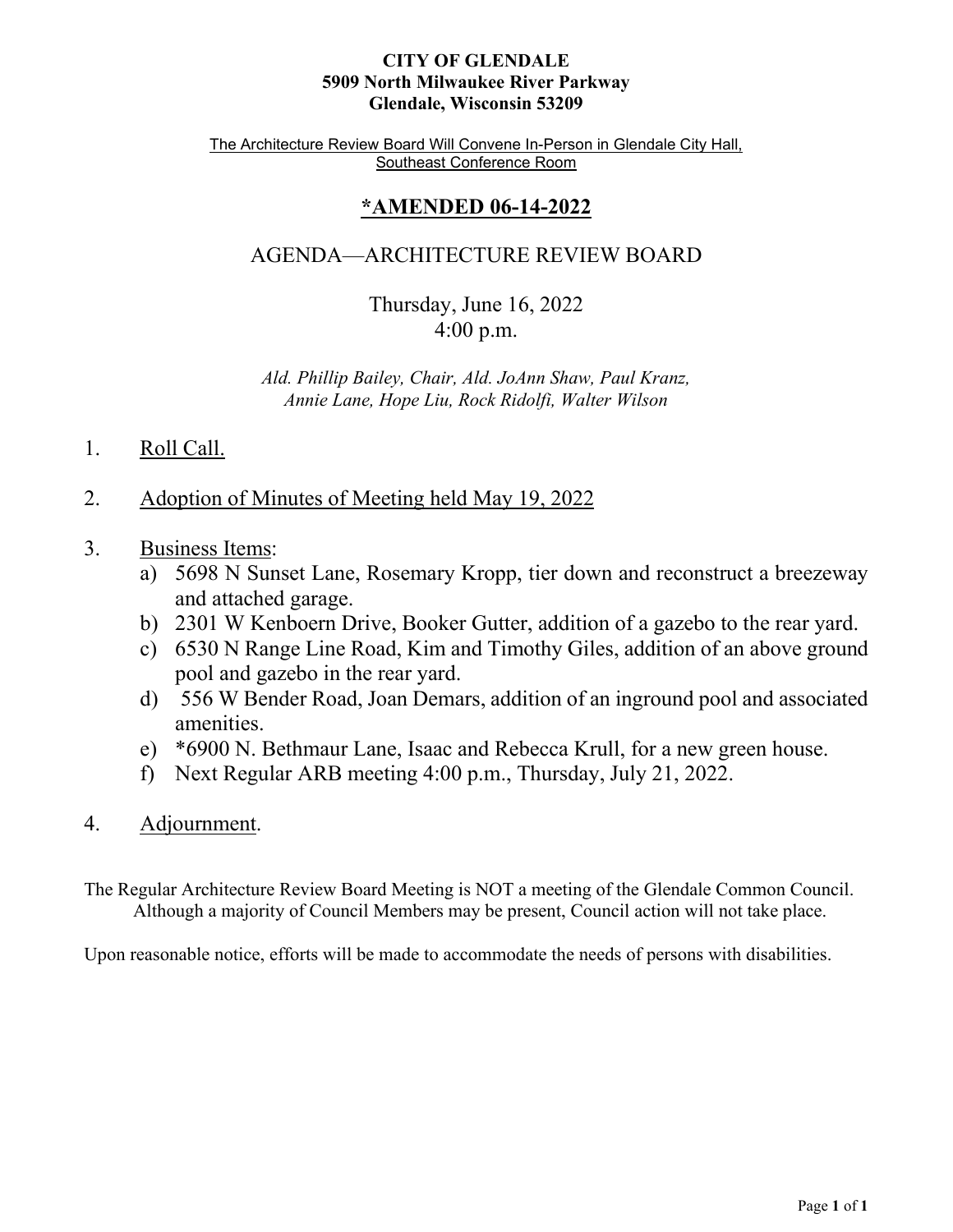**CITY OF GLENDALE**
**5909 North Milwaukee River Parkway**
**Glendale, Wisconsin 53209**

The Architecture Review Board Will Convene In-Person in Glendale City Hall, Southeast Conference Room

# *AMENDED 06-14-2022

## AGENDA—ARCHITECTURE REVIEW BOARD

Thursday, June 16, 2022
4:00 p.m.

*Ald. Phillip Bailey, Chair, Ald. JoAnn Shaw, Paul Kranz, Annie Lane, Hope Liu, Rock Ridolfi, Walter Wilson*

1. Roll Call.

2. Adoption of Minutes of Meeting held May 19, 2022

3. Business Items:
   a) 5698 N Sunset Lane, Rosemary Kropp, tier down and reconstruct a breezeway and attached garage.
   b) 2301 W Kenboern Drive, Booker Gutter, addition of a gazebo to the rear yard.
   c) 6530 N Range Line Road, Kim and Timothy Giles, addition of an above ground pool and gazebo in the rear yard.
   d) 556 W Bender Road, Joan Demars, addition of an inground pool and associated amenities.
   e) *6900 N. Bethmaur Lane, Isaac and Rebecca Krull, for a new green house.
   f) Next Regular ARB meeting 4:00 p.m., Thursday, July 21, 2022.

4. Adjournment.

The Regular Architecture Review Board Meeting is NOT a meeting of the Glendale Common Council. Although a majority of Council Members may be present, Council action will not take place.

Upon reasonable notice, efforts will be made to accommodate the needs of persons with disabilities.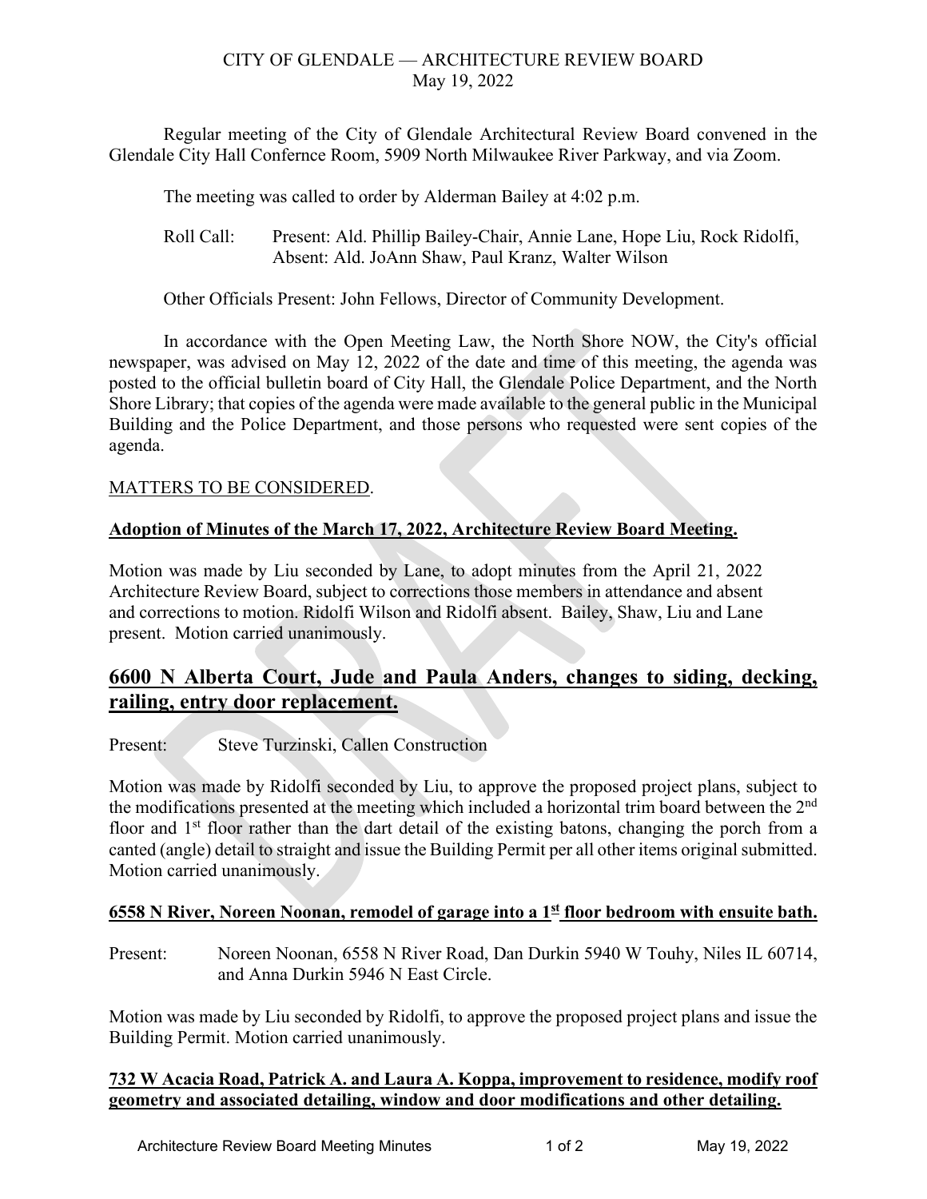CITY OF GLENDALE — ARCHITECTURE REVIEW BOARD
May 19, 2022

Regular meeting of the City of Glendale Architectural Review Board convened in the Glendale City Hall Confernce Room, 5909 North Milwaukee River Parkway, and via Zoom.

The meeting was called to order by Alderman Bailey at 4:02 p.m.

Roll Call: Present: Ald. Phillip Bailey-Chair, Annie Lane, Hope Liu, Rock Ridolfi, Absent: Ald. JoAnn Shaw, Paul Kranz, Walter Wilson

Other Officials Present: John Fellows, Director of Community Development.

In accordance with the Open Meeting Law, the North Shore NOW, the City's official newspaper, was advised on May 12, 2022 of the date and time of this meeting, the agenda was posted to the official bulletin board of City Hall, the Glendale Police Department, and the North Shore Library; that copies of the agenda were made available to the general public in the Municipal Building and the Police Department, and those persons who requested were sent copies of the agenda.

MATTERS TO BE CONSIDERED.

**Adoption of Minutes of the March 17, 2022, Architecture Review Board Meeting.**

Motion was made by Liu seconded by Lane, to adopt minutes from the April 21, 2022 Architecture Review Board, subject to corrections those members in attendance and absent and corrections to motion. Ridolfi Wilson and Ridolfi absent. Bailey, Shaw, Liu and Lane present. Motion carried unanimously.

## 6600 N Alberta Court, Jude and Paula Anders, changes to siding, decking, railing, entry door replacement.

Present: Steve Turzinski, Callen Construction

Motion was made by Ridolfi seconded by Liu, to approve the proposed project plans, subject to the modifications presented at the meeting which included a horizontal trim board between the 2nd floor and 1st floor rather than the dart detail of the existing batons, changing the porch from a canted (angle) detail to straight and issue the Building Permit per all other items original submitted. Motion carried unanimously.

**6558 N River, Noreen Noonan, remodel of garage into a 1st floor bedroom with ensuite bath.**

Present: Noreen Noonan, 6558 N River Road, Dan Durkin 5940 W Touhy, Niles IL 60714, and Anna Durkin 5946 N East Circle.

Motion was made by Liu seconded by Ridolfi, to approve the proposed project plans and issue the Building Permit. Motion carried unanimously.

**732 W Acacia Road, Patrick A. and Laura A. Koppa, improvement to residence, modify roof geometry and associated detailing, window and door modifications and other detailing.**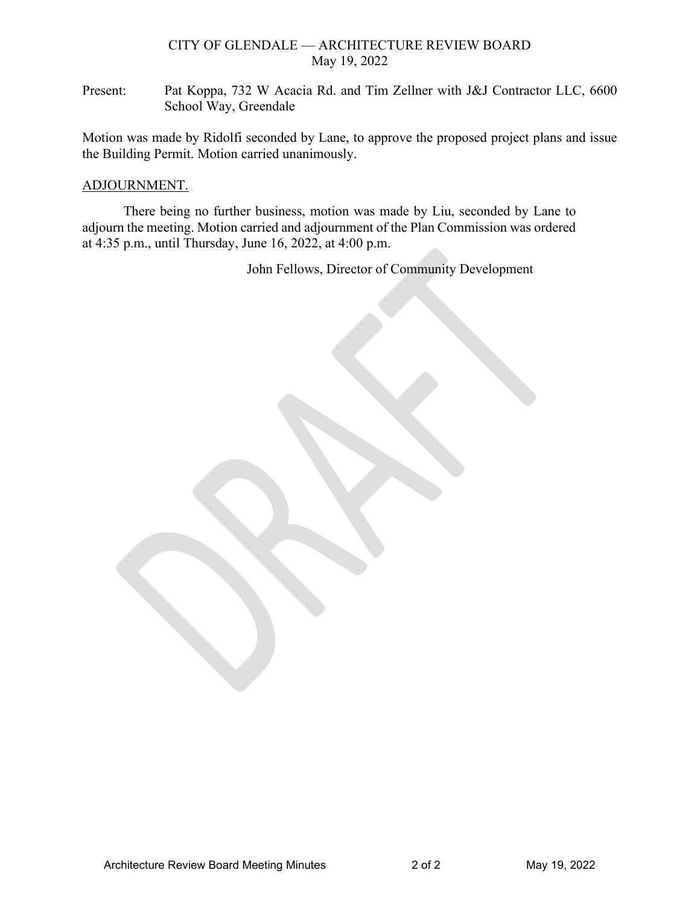CITY OF GLENDALE — ARCHITECTURE REVIEW BOARD
May 19, 2022

Present: Pat Koppa, 732 W Acacia Rd. and Tim Zellner with J&J Contractor LLC, 6600 School Way, Greendale

Motion was made by Ridolfi seconded by Lane, to approve the proposed project plans and issue the Building Permit. Motion carried unanimously.

ADJOURNMENT.

There being no further business, motion was made by Liu, seconded by Lane to adjourn the meeting. Motion carried and adjournment of the Plan Commission was ordered at 4:35 p.m., until Thursday, June 16, 2022, at 4:00 p.m.

John Fellows, Director of Community Development

DRAFT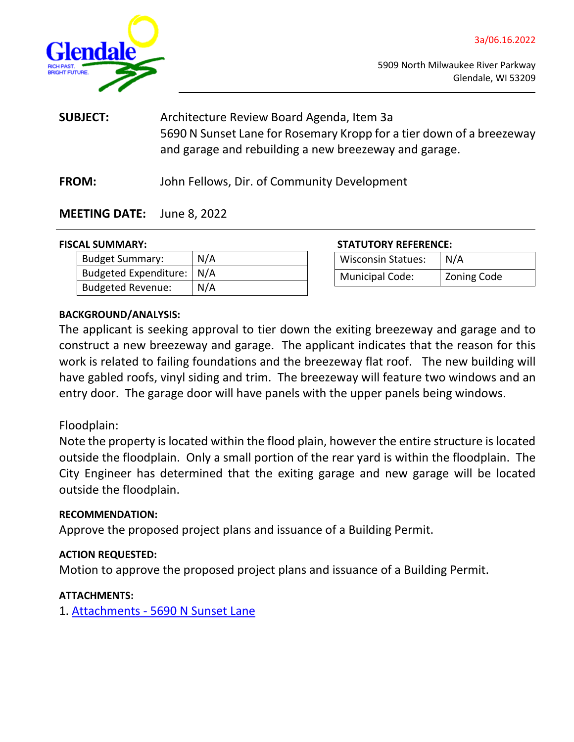3a/06.16.2022

5909 North Milwaukee River Parkway
Glendale, WI 53209

**SUBJECT:** Architecture Review Board Agenda, Item 3a
5690 N Sunset Lane for Rosemary Kropp for a tier down of a breezeway and garage and rebuilding a new breezeway and garage.

**FROM:** John Fellows, Dir. of Community Development

**MEETING DATE:** June 8, 2022

**FISCAL SUMMARY:**

| | |
|---|---|
| Budget Summary: | N/A |
| Budgeted Expenditure: | N/A |
| Budgeted Revenue: | N/A |

**STATUTORY REFERENCE:**

| | |
|---|---|
| Wisconsin Statues: | N/A |
| Municipal Code: | Zoning Code |

**BACKGROUND/ANALYSIS:**

The applicant is seeking approval to tier down the exiting breezeway and garage and to construct a new breezeway and garage. The applicant indicates that the reason for this work is related to failing foundations and the breezeway flat roof. The new building will have gabled roofs, vinyl siding and trim. The breezeway will feature two windows and an entry door. The garage door will have panels with the upper panels being windows.

Floodplain:
Note the property is located within the flood plain, however the entire structure is located outside the floodplain. Only a small portion of the rear yard is within the floodplain. The City Engineer has determined that the exiting garage and new garage will be located outside the floodplain.

**RECOMMENDATION:**

Approve the proposed project plans and issuance of a Building Permit.

**ACTION REQUESTED:**

Motion to approve the proposed project plans and issuance of a Building Permit.

**ATTACHMENTS:**

1. Attachments - 5690 N Sunset Lane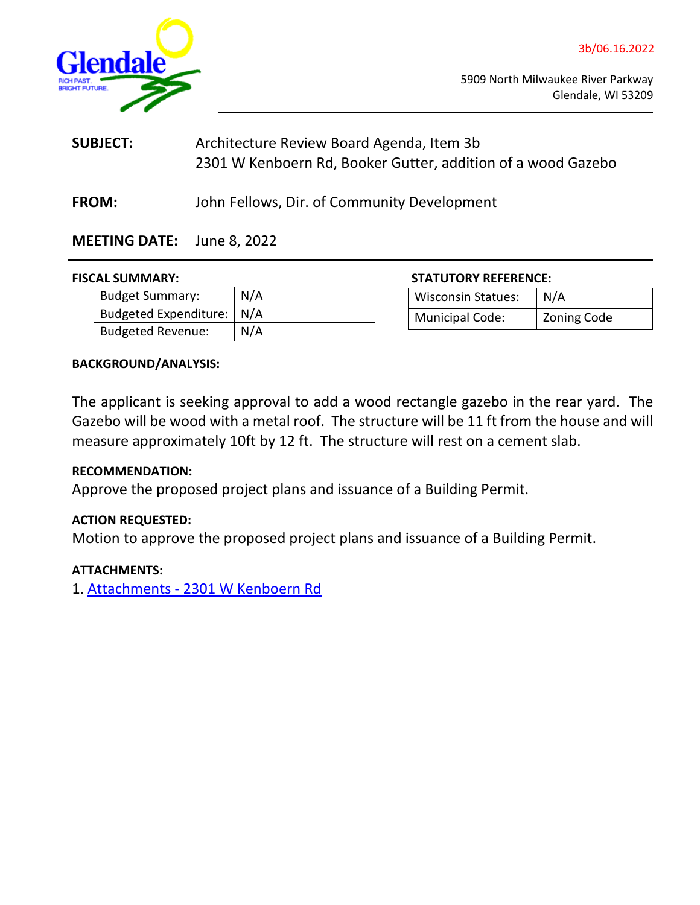3b/06.16.2022

5909 North Milwaukee River Parkway
Glendale, WI 53209

**SUBJECT:** Architecture Review Board Agenda, Item 3b
2301 W Kenboern Rd, Booker Gutter, addition of a wood Gazebo

**FROM:** John Fellows, Dir. of Community Development

**MEETING DATE:** June 8, 2022

**FISCAL SUMMARY:**

| Budget Summary: | N/A |
|---|---|
| Budgeted Expenditure: | N/A |
| Budgeted Revenue: | N/A |

**STATUTORY REFERENCE:**

| Wisconsin Statues: | N/A |
|---|---|
| Municipal Code: | Zoning Code |

**BACKGROUND/ANALYSIS:**

The applicant is seeking approval to add a wood rectangle gazebo in the rear yard. The Gazebo will be wood with a metal roof. The structure will be 11 ft from the house and will measure approximately 10ft by 12 ft. The structure will rest on a cement slab.

**RECOMMENDATION:**
Approve the proposed project plans and issuance of a Building Permit.

**ACTION REQUESTED:**
Motion to approve the proposed project plans and issuance of a Building Permit.

**ATTACHMENTS:**
1. Attachments - 2301 W Kenboern Rd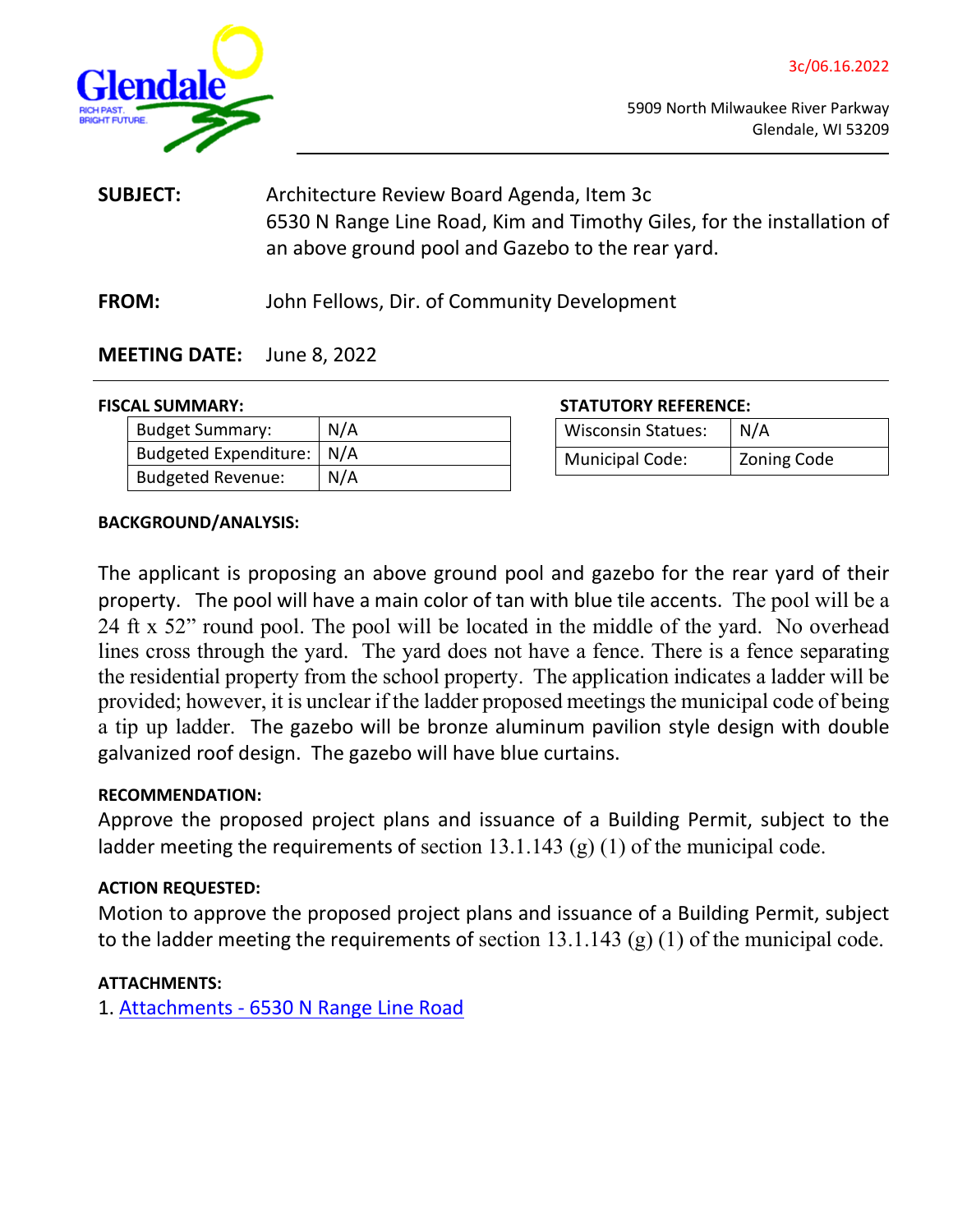3c/06.16.2022

5909 North Milwaukee River Parkway
Glendale, WI 53209

**SUBJECT:** Architecture Review Board Agenda, Item 3c
6530 N Range Line Road, Kim and Timothy Giles, for the installation of an above ground pool and Gazebo to the rear yard.

**FROM:** John Fellows, Dir. of Community Development

**MEETING DATE:** June 8, 2022

**FISCAL SUMMARY:**

| Budget Summary: | N/A |
|---|---|
| Budgeted Expenditure: | N/A |
| Budgeted Revenue: | N/A |

**STATUTORY REFERENCE:**

| Wisconsin Statues: | N/A |
|---|---|
| Municipal Code: | Zoning Code |

**BACKGROUND/ANALYSIS:**

The applicant is proposing an above ground pool and gazebo for the rear yard of their property. The pool will have a main color of tan with blue tile accents. The pool will be a 24 ft x 52" round pool. The pool will be located in the middle of the yard. No overhead lines cross through the yard. The yard does not have a fence. There is a fence separating the residential property from the school property. The application indicates a ladder will be provided; however, it is unclear if the ladder proposed meetings the municipal code of being a tip up ladder. The gazebo will be bronze aluminum pavilion style design with double galvanized roof design. The gazebo will have blue curtains.

**RECOMMENDATION:**
Approve the proposed project plans and issuance of a Building Permit, subject to the ladder meeting the requirements of section 13.1.143 (g) (1) of the municipal code.

**ACTION REQUESTED:**
Motion to approve the proposed project plans and issuance of a Building Permit, subject to the ladder meeting the requirements of section 13.1.143 (g) (1) of the municipal code.

**ATTACHMENTS:**
1. Attachments - 6530 N Range Line Road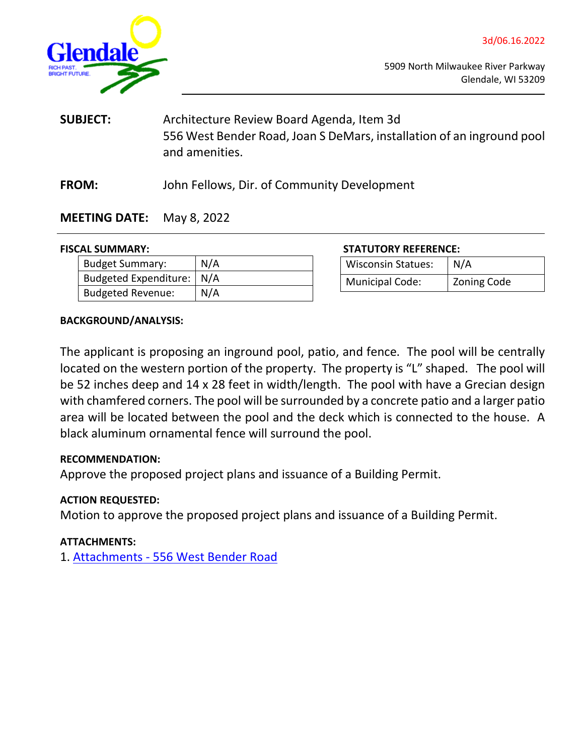3d/06.16.2022

5909 North Milwaukee River Parkway
Glendale, WI 53209

**SUBJECT:** Architecture Review Board Agenda, Item 3d
556 West Bender Road, Joan S DeMars, installation of an inground pool and amenities.

**FROM:** John Fellows, Dir. of Community Development

**MEETING DATE:** May 8, 2022

**FISCAL SUMMARY:**

| Budget Summary: | N/A |
|---|---|
| Budgeted Expenditure: | N/A |
| Budgeted Revenue: | N/A |

**STATUTORY REFERENCE:**

| Wisconsin Statues: | N/A |
|---|---|
| Municipal Code: | Zoning Code |

**BACKGROUND/ANALYSIS:**

The applicant is proposing an inground pool, patio, and fence. The pool will be centrally located on the western portion of the property. The property is "L" shaped. The pool will be 52 inches deep and 14 x 28 feet in width/length. The pool with have a Grecian design with chamfered corners. The pool will be surrounded by a concrete patio and a larger patio area will be located between the pool and the deck which is connected to the house. A black aluminum ornamental fence will surround the pool.

**RECOMMENDATION:**
Approve the proposed project plans and issuance of a Building Permit.

**ACTION REQUESTED:**
Motion to approve the proposed project plans and issuance of a Building Permit.

**ATTACHMENTS:**
1. Attachments - 556 West Bender Road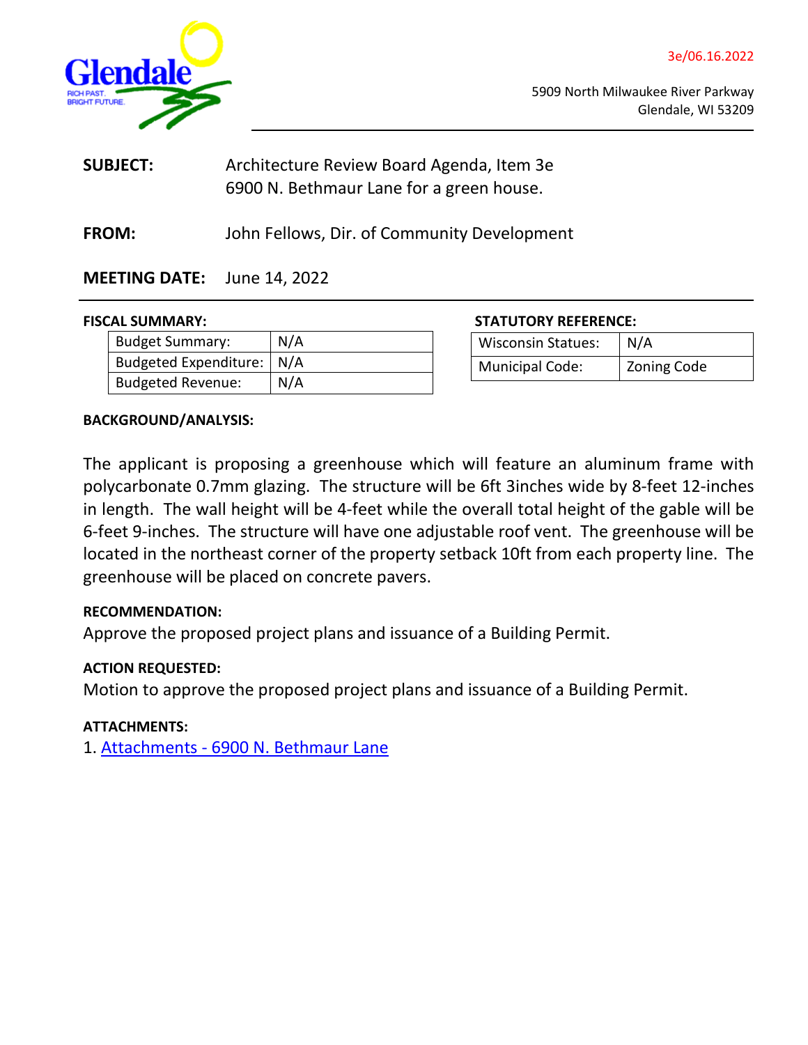3e/06.16.2022

5909 North Milwaukee River Parkway
Glendale, WI 53209

**SUBJECT:** Architecture Review Board Agenda, Item 3e
6900 N. Bethmaur Lane for a green house.

**FROM:** John Fellows, Dir. of Community Development

**MEETING DATE:** June 14, 2022

**FISCAL SUMMARY:**

| | |
|---|---|
| Budget Summary: | N/A |
| Budgeted Expenditure: | N/A |
| Budgeted Revenue: | N/A |

**STATUTORY REFERENCE:**

| | |
|---|---|
| Wisconsin Statues: | N/A |
| Municipal Code: | Zoning Code |

**BACKGROUND/ANALYSIS:**

The applicant is proposing a greenhouse which will feature an aluminum frame with polycarbonate 0.7mm glazing. The structure will be 6ft 3inches wide by 8-feet 12-inches in length. The wall height will be 4-feet while the overall total height of the gable will be 6-feet 9-inches. The structure will have one adjustable roof vent. The greenhouse will be located in the northeast corner of the property setback 10ft from each property line. The greenhouse will be placed on concrete pavers.

**RECOMMENDATION:**

Approve the proposed project plans and issuance of a Building Permit.

**ACTION REQUESTED:**

Motion to approve the proposed project plans and issuance of a Building Permit.

**ATTACHMENTS:**

1. Attachments - 6900 N. Bethmaur Lane